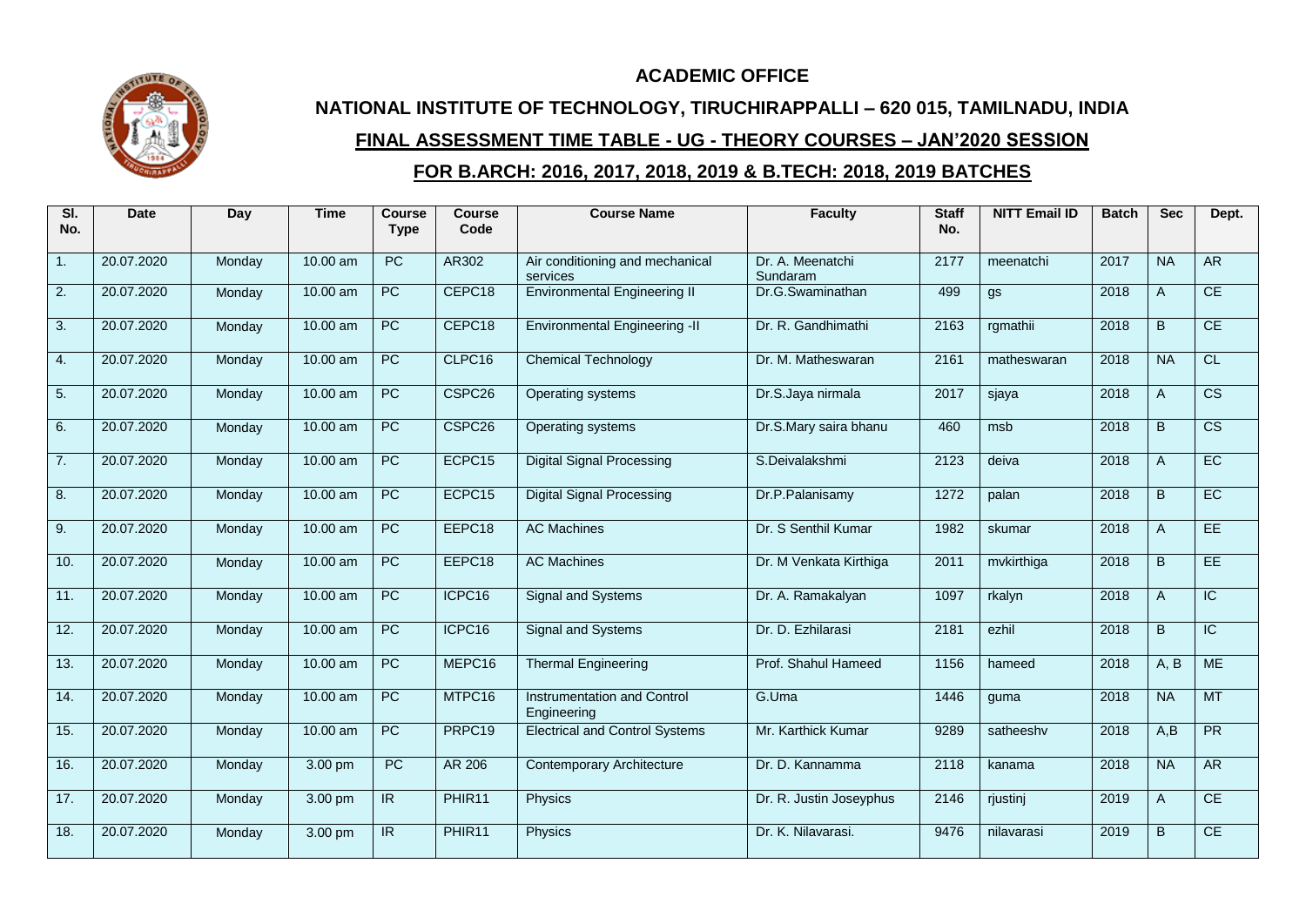## ACADEMIC OFFICE

## NATIONAL INSTITUTE OF TECHNOLOGY, TIRUCHIRAPPALLI – 620 015, TAMILNADU, INDIA

## FINAL ASSESSMENT TIME TABLE - UG - THEORY COURSES – JAN'2020 SESSION

## FOR B.ARCH: 2016, 2017, 2018, 2019 & B.TECH: 2018, 2019 BATCHES

| Sl. No. | Date | Day | Time | Course Type | Course Code | Course Name | Faculty | Staff No. | NITT Email ID | Batch | Sec | Dept. |
|---|---|---|---|---|---|---|---|---|---|---|---|---|
| 1. | 20.07.2020 | Monday | 10.00 am | PC | AR302 | Air conditioning and mechanical services | Dr. A. Meenatchi Sundaram | 2177 | meenatchi | 2017 | NA | AR |
| 2. | 20.07.2020 | Monday | 10.00 am | PC | CEPC18 | Environmental Engineering II | Dr.G.Swaminathan | 499 | gs | 2018 | A | CE |
| 3. | 20.07.2020 | Monday | 10.00 am | PC | CEPC18 | Environmental Engineering -II | Dr. R. Gandhimathi | 2163 | rgmathii | 2018 | B | CE |
| 4. | 20.07.2020 | Monday | 10.00 am | PC | CLPC16 | Chemical Technology | Dr. M. Matheswaran | 2161 | matheswaran | 2018 | NA | CL |
| 5. | 20.07.2020 | Monday | 10.00 am | PC | CSPC26 | Operating systems | Dr.S.Jaya nirmala | 2017 | sjaya | 2018 | A | CS |
| 6. | 20.07.2020 | Monday | 10.00 am | PC | CSPC26 | Operating systems | Dr.S.Mary saira bhanu | 460 | msb | 2018 | B | CS |
| 7. | 20.07.2020 | Monday | 10.00 am | PC | ECPC15 | Digital Signal Processing | S.Deivalakshmi | 2123 | deiva | 2018 | A | EC |
| 8. | 20.07.2020 | Monday | 10.00 am | PC | ECPC15 | Digital Signal Processing | Dr.P.Palanisamy | 1272 | palan | 2018 | B | EC |
| 9. | 20.07.2020 | Monday | 10.00 am | PC | EEPC18 | AC Machines | Dr. S Senthil Kumar | 1982 | skumar | 2018 | A | EE |
| 10. | 20.07.2020 | Monday | 10.00 am | PC | EEPC18 | AC Machines | Dr. M Venkata Kirthiga | 2011 | mvkirthiga | 2018 | B | EE |
| 11. | 20.07.2020 | Monday | 10.00 am | PC | ICPC16 | Signal and Systems | Dr. A. Ramakalyan | 1097 | rkalyn | 2018 | A | IC |
| 12. | 20.07.2020 | Monday | 10.00 am | PC | ICPC16 | Signal and Systems | Dr. D. Ezhilarasi | 2181 | ezhil | 2018 | B | IC |
| 13. | 20.07.2020 | Monday | 10.00 am | PC | MEPC16 | Thermal Engineering | Prof. Shahul Hameed | 1156 | hameed | 2018 | A, B | ME |
| 14. | 20.07.2020 | Monday | 10.00 am | PC | MTPC16 | Instrumentation and Control Engineering | G.Uma | 1446 | guma | 2018 | NA | MT |
| 15. | 20.07.2020 | Monday | 10.00 am | PC | PRPC19 | Electrical and Control Systems | Mr. Karthick Kumar | 9289 | satheeshv | 2018 | A,B | PR |
| 16. | 20.07.2020 | Monday | 3.00 pm | PC | AR 206 | Contemporary Architecture | Dr. D. Kannamma | 2118 | kanama | 2018 | NA | AR |
| 17. | 20.07.2020 | Monday | 3.00 pm | IR | PHIR11 | Physics | Dr. R. Justin Joseyphus | 2146 | rjustinj | 2019 | A | CE |
| 18. | 20.07.2020 | Monday | 3.00 pm | IR | PHIR11 | Physics | Dr. K. Nilavarasi. | 9476 | nilavarasi | 2019 | B | CE |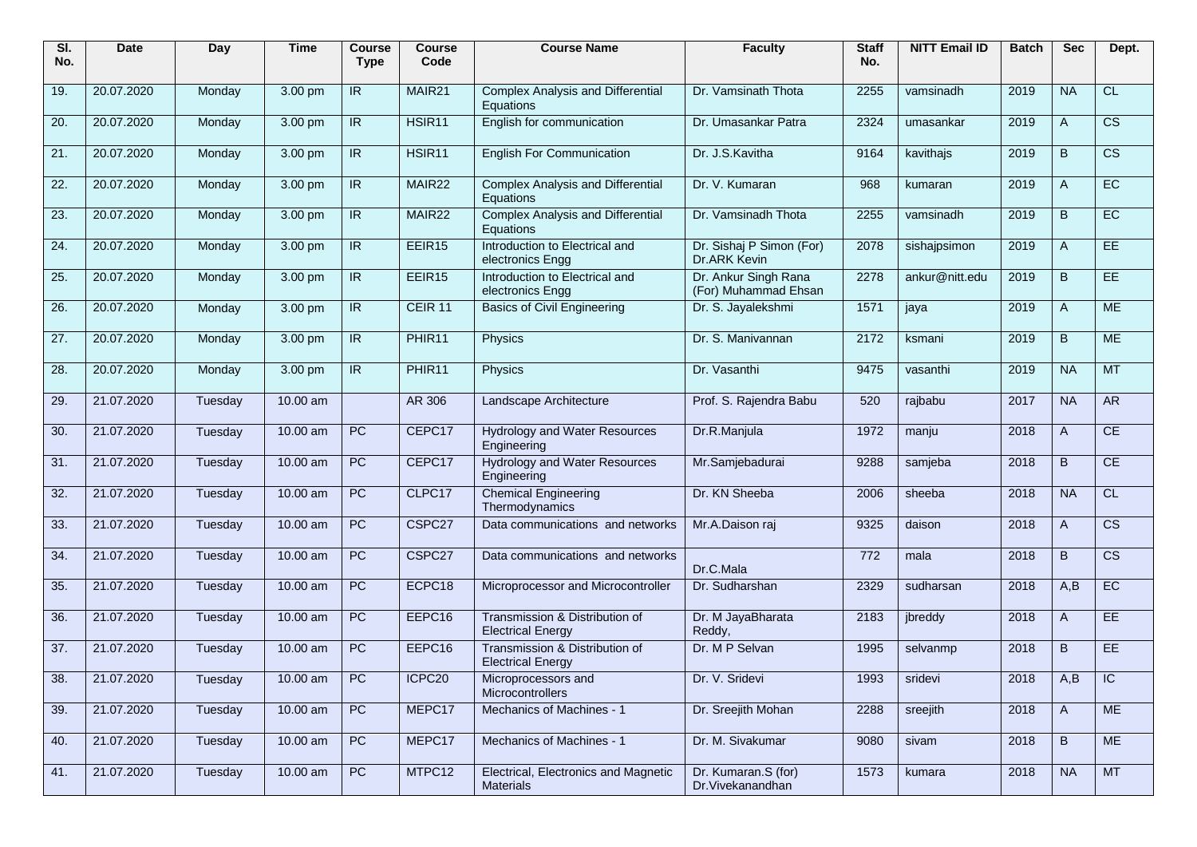| Sl. No. | Date | Day | Time | Course Type | Course Code | Course Name | Faculty | Staff No. | NITT Email ID | Batch | Sec | Dept. |
|---|---|---|---|---|---|---|---|---|---|---|---|---|
| 19. | 20.07.2020 | Monday | 3.00 pm | IR | MAIR21 | Complex Analysis and Differential Equations | Dr. Vamsinath Thota | 2255 | vamsinadh | 2019 | NA | CL |
| 20. | 20.07.2020 | Monday | 3.00 pm | IR | HSIR11 | English for communication | Dr. Umasankar Patra | 2324 | umasankar | 2019 | A | CS |
| 21. | 20.07.2020 | Monday | 3.00 pm | IR | HSIR11 | English For Communication | Dr. J.S.Kavitha | 9164 | kavithajs | 2019 | B | CS |
| 22. | 20.07.2020 | Monday | 3.00 pm | IR | MAIR22 | Complex Analysis and Differential Equations | Dr. V. Kumaran | 968 | kumaran | 2019 | A | EC |
| 23. | 20.07.2020 | Monday | 3.00 pm | IR | MAIR22 | Complex Analysis and Differential Equations | Dr. Vamsinadh Thota | 2255 | vamsinadh | 2019 | B | EC |
| 24. | 20.07.2020 | Monday | 3.00 pm | IR | EEIR15 | Introduction to Electrical and electronics Engg | Dr. Sishaj P Simon (For) Dr.ARK Kevin | 2078 | sishajpsimon | 2019 | A | EE |
| 25. | 20.07.2020 | Monday | 3.00 pm | IR | EEIR15 | Introduction to Electrical and electronics Engg | Dr. Ankur Singh Rana (For) Muhammad Ehsan | 2278 | ankur@nitt.edu | 2019 | B | EE |
| 26. | 20.07.2020 | Monday | 3.00 pm | IR | CEIR 11 | Basics of Civil Engineering | Dr. S. Jayalekshmi | 1571 | jaya | 2019 | A | ME |
| 27. | 20.07.2020 | Monday | 3.00 pm | IR | PHIR11 | Physics | Dr. S. Manivannan | 2172 | ksmani | 2019 | B | ME |
| 28. | 20.07.2020 | Monday | 3.00 pm | IR | PHIR11 | Physics | Dr. Vasanthi | 9475 | vasanthi | 2019 | NA | MT |
| 29. | 21.07.2020 | Tuesday | 10.00 am | | AR 306 | Landscape Architecture | Prof. S. Rajendra Babu | 520 | rajbabu | 2017 | NA | AR |
| 30. | 21.07.2020 | Tuesday | 10.00 am | PC | CEPC17 | Hydrology and Water Resources Engineering | Dr.R.Manjula | 1972 | manju | 2018 | A | CE |
| 31. | 21.07.2020 | Tuesday | 10.00 am | PC | CEPC17 | Hydrology and Water Resources Engineering | Mr.Samjebadurai | 9288 | samjeba | 2018 | B | CE |
| 32. | 21.07.2020 | Tuesday | 10.00 am | PC | CLPC17 | Chemical Engineering Thermodynamics | Dr. KN Sheeba | 2006 | sheeba | 2018 | NA | CL |
| 33. | 21.07.2020 | Tuesday | 10.00 am | PC | CSPC27 | Data communications and networks | Mr.A.Daison raj | 9325 | daison | 2018 | A | CS |
| 34. | 21.07.2020 | Tuesday | 10.00 am | PC | CSPC27 | Data communications and networks | Dr.C.Mala | 772 | mala | 2018 | B | CS |
| 35. | 21.07.2020 | Tuesday | 10.00 am | PC | ECPC18 | Microprocessor and Microcontroller | Dr. Sudharshan | 2329 | sudharsan | 2018 | A,B | EC |
| 36. | 21.07.2020 | Tuesday | 10.00 am | PC | EEPC16 | Transmission & Distribution of Electrical Energy | Dr. M JayaBharata Reddy, | 2183 | jbreddy | 2018 | A | EE |
| 37. | 21.07.2020 | Tuesday | 10.00 am | PC | EEPC16 | Transmission & Distribution of Electrical Energy | Dr. M P Selvan | 1995 | selvanmp | 2018 | B | EE |
| 38. | 21.07.2020 | Tuesday | 10.00 am | PC | ICPC20 | Microprocessors and Microcontrollers | Dr. V. Sridevi | 1993 | sridevi | 2018 | A,B | IC |
| 39. | 21.07.2020 | Tuesday | 10.00 am | PC | MEPC17 | Mechanics of Machines - 1 | Dr. Sreejith Mohan | 2288 | sreejith | 2018 | A | ME |
| 40. | 21.07.2020 | Tuesday | 10.00 am | PC | MEPC17 | Mechanics of Machines - 1 | Dr. M. Sivakumar | 9080 | sivam | 2018 | B | ME |
| 41. | 21.07.2020 | Tuesday | 10.00 am | PC | MTPC12 | Electrical, Electronics and Magnetic Materials | Dr. Kumaran.S (for) Dr.Vivekanandhan | 1573 | kumara | 2018 | NA | MT |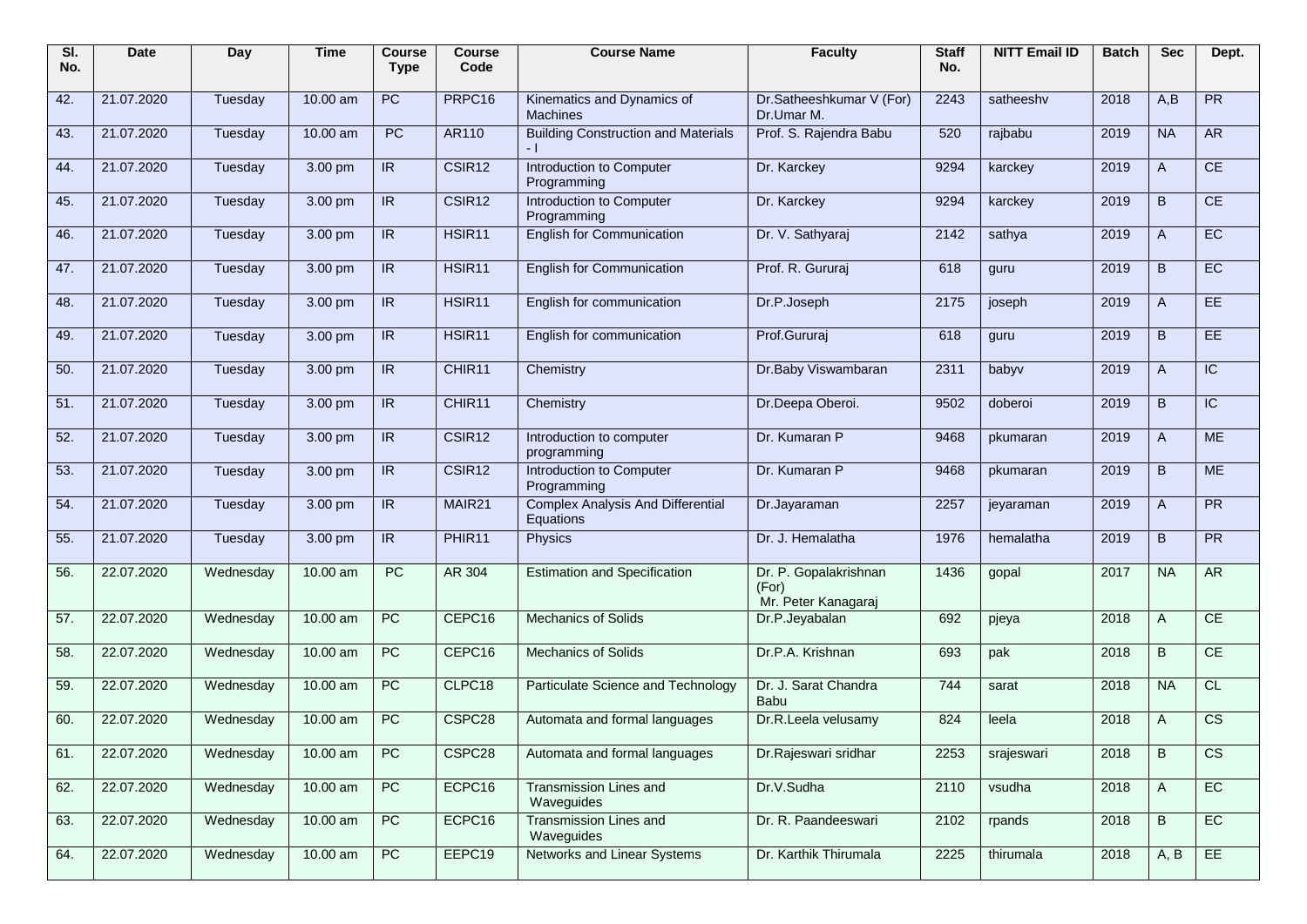| Sl. No. | Date | Day | Time | Course Type | Course Code | Course Name | Faculty | Staff No. | NITT Email ID | Batch | Sec | Dept. |
|---|---|---|---|---|---|---|---|---|---|---|---|---|
| 42. | 21.07.2020 | Tuesday | 10.00 am | PC | PRPC16 | Kinematics and Dynamics of Machines | Dr.Satheeshkumar V (For) Dr.Umar M. | 2243 | satheeshv | 2018 | A,B | PR |
| 43. | 21.07.2020 | Tuesday | 10.00 am | PC | AR110 | Building Construction and Materials - I | Prof. S. Rajendra Babu | 520 | rajbabu | 2019 | NA | AR |
| 44. | 21.07.2020 | Tuesday | 3.00 pm | IR | CSIR12 | Introduction to Computer Programming | Dr. Karckey | 9294 | karckey | 2019 | A | CE |
| 45. | 21.07.2020 | Tuesday | 3.00 pm | IR | CSIR12 | Introduction to Computer Programming | Dr. Karckey | 9294 | karckey | 2019 | B | CE |
| 46. | 21.07.2020 | Tuesday | 3.00 pm | IR | HSIR11 | English for Communication | Dr. V. Sathyaraj | 2142 | sathya | 2019 | A | EC |
| 47. | 21.07.2020 | Tuesday | 3.00 pm | IR | HSIR11 | English for Communication | Prof. R. Gururaj | 618 | guru | 2019 | B | EC |
| 48. | 21.07.2020 | Tuesday | 3.00 pm | IR | HSIR11 | English for communication | Dr.P.Joseph | 2175 | joseph | 2019 | A | EE |
| 49. | 21.07.2020 | Tuesday | 3.00 pm | IR | HSIR11 | English for communication | Prof.Gururaj | 618 | guru | 2019 | B | EE |
| 50. | 21.07.2020 | Tuesday | 3.00 pm | IR | CHIR11 | Chemistry | Dr.Baby Viswambaran | 2311 | babyv | 2019 | A | IC |
| 51. | 21.07.2020 | Tuesday | 3.00 pm | IR | CHIR11 | Chemistry | Dr.Deepa Oberoi. | 9502 | doberoi | 2019 | B | IC |
| 52. | 21.07.2020 | Tuesday | 3.00 pm | IR | CSIR12 | Introduction to computer programming | Dr. Kumaran P | 9468 | pkumaran | 2019 | A | ME |
| 53. | 21.07.2020 | Tuesday | 3.00 pm | IR | CSIR12 | Introduction to Computer Programming | Dr. Kumaran P | 9468 | pkumaran | 2019 | B | ME |
| 54. | 21.07.2020 | Tuesday | 3.00 pm | IR | MAIR21 | Complex Analysis And Differential Equations | Dr.Jayaraman | 2257 | jeyaraman | 2019 | A | PR |
| 55. | 21.07.2020 | Tuesday | 3.00 pm | IR | PHIR11 | Physics | Dr. J. Hemalatha | 1976 | hemalatha | 2019 | B | PR |
| 56. | 22.07.2020 | Wednesday | 10.00 am | PC | AR 304 | Estimation and Specification | Dr. P. Gopalakrishnan (For) Mr. Peter Kanagaraj | 1436 | gopal | 2017 | NA | AR |
| 57. | 22.07.2020 | Wednesday | 10.00 am | PC | CEPC16 | Mechanics of Solids | Dr.P.Jeyabalan | 692 | pjeya | 2018 | A | CE |
| 58. | 22.07.2020 | Wednesday | 10.00 am | PC | CEPC16 | Mechanics of Solids | Dr.P.A. Krishnan | 693 | pak | 2018 | B | CE |
| 59. | 22.07.2020 | Wednesday | 10.00 am | PC | CLPC18 | Particulate Science and Technology | Dr. J. Sarat Chandra Babu | 744 | sarat | 2018 | NA | CL |
| 60. | 22.07.2020 | Wednesday | 10.00 am | PC | CSPC28 | Automata and formal languages | Dr.R.Leela velusamy | 824 | leela | 2018 | A | CS |
| 61. | 22.07.2020 | Wednesday | 10.00 am | PC | CSPC28 | Automata and formal languages | Dr.Rajeswari sridhar | 2253 | srajeswari | 2018 | B | CS |
| 62. | 22.07.2020 | Wednesday | 10.00 am | PC | ECPC16 | Transmission Lines and Waveguides | Dr.V.Sudha | 2110 | vsudha | 2018 | A | EC |
| 63. | 22.07.2020 | Wednesday | 10.00 am | PC | ECPC16 | Transmission Lines and Waveguides | Dr. R. Paandeeswari | 2102 | rpands | 2018 | B | EC |
| 64. | 22.07.2020 | Wednesday | 10.00 am | PC | EEPC19 | Networks and Linear Systems | Dr. Karthik Thirumala | 2225 | thirumala | 2018 | A, B | EE |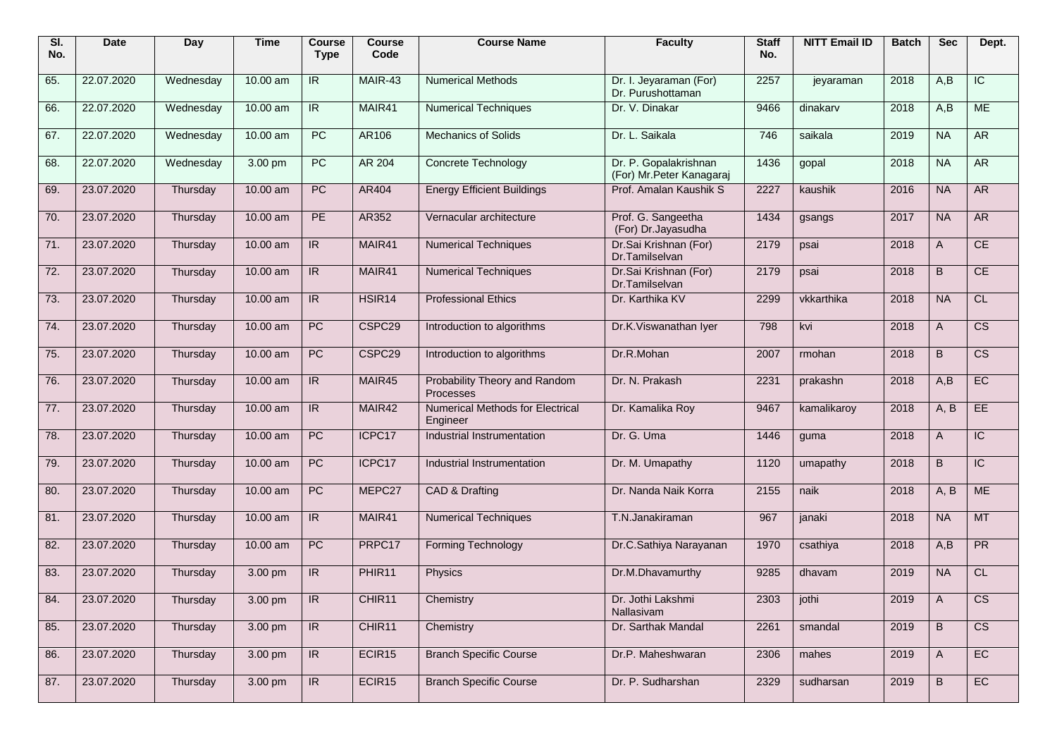| Sl. No. | Date | Day | Time | Course Type | Course Code | Course Name | Faculty | Staff No. | NITT Email ID | Batch | Sec | Dept. |
|---|---|---|---|---|---|---|---|---|---|---|---|---|
| 65. | 22.07.2020 | Wednesday | 10.00 am | IR | MAIR-43 | Numerical Methods | Dr. I. Jeyaraman (For) Dr. Purushottaman | 2257 | jeyaraman | 2018 | A,B | IC |
| 66. | 22.07.2020 | Wednesday | 10.00 am | IR | MAIR41 | Numerical Techniques | Dr. V. Dinakar | 9466 | dinakarv | 2018 | A,B | ME |
| 67. | 22.07.2020 | Wednesday | 10.00 am | PC | AR106 | Mechanics of Solids | Dr. L. Saikala | 746 | saikala | 2019 | NA | AR |
| 68. | 22.07.2020 | Wednesday | 3.00 pm | PC | AR 204 | Concrete Technology | Dr. P. Gopalakrishnan (For) Mr.Peter Kanagaraj | 1436 | gopal | 2018 | NA | AR |
| 69. | 23.07.2020 | Thursday | 10.00 am | PC | AR404 | Energy Efficient Buildings | Prof. Amalan Kaushik S | 2227 | kaushik | 2016 | NA | AR |
| 70. | 23.07.2020 | Thursday | 10.00 am | PE | AR352 | Vernacular architecture | Prof. G. Sangeetha (For) Dr.Jayasudha | 1434 | gsangs | 2017 | NA | AR |
| 71. | 23.07.2020 | Thursday | 10.00 am | IR | MAIR41 | Numerical Techniques | Dr.Sai Krishnan (For) Dr.Tamilselvan | 2179 | psai | 2018 | A | CE |
| 72. | 23.07.2020 | Thursday | 10.00 am | IR | MAIR41 | Numerical Techniques | Dr.Sai Krishnan (For) Dr.Tamilselvan | 2179 | psai | 2018 | B | CE |
| 73. | 23.07.2020 | Thursday | 10.00 am | IR | HSIR14 | Professional Ethics | Dr. Karthika KV | 2299 | vkkarthika | 2018 | NA | CL |
| 74. | 23.07.2020 | Thursday | 10.00 am | PC | CSPC29 | Introduction to algorithms | Dr.K.Viswanathan Iyer | 798 | kvi | 2018 | A | CS |
| 75. | 23.07.2020 | Thursday | 10.00 am | PC | CSPC29 | Introduction to algorithms | Dr.R.Mohan | 2007 | rmohan | 2018 | B | CS |
| 76. | 23.07.2020 | Thursday | 10.00 am | IR | MAIR45 | Probability Theory and Random Processes | Dr. N. Prakash | 2231 | prakashn | 2018 | A,B | EC |
| 77. | 23.07.2020 | Thursday | 10.00 am | IR | MAIR42 | Numerical Methods for Electrical Engineer | Dr. Kamalika Roy | 9467 | kamalikaroy | 2018 | A, B | EE |
| 78. | 23.07.2020 | Thursday | 10.00 am | PC | ICPC17 | Industrial Instrumentation | Dr. G. Uma | 1446 | guma | 2018 | A | IC |
| 79. | 23.07.2020 | Thursday | 10.00 am | PC | ICPC17 | Industrial Instrumentation | Dr. M. Umapathy | 1120 | umapathy | 2018 | B | IC |
| 80. | 23.07.2020 | Thursday | 10.00 am | PC | MEPC27 | CAD & Drafting | Dr. Nanda Naik Korra | 2155 | naik | 2018 | A, B | ME |
| 81. | 23.07.2020 | Thursday | 10.00 am | IR | MAIR41 | Numerical Techniques | T.N.Janakiraman | 967 | janaki | 2018 | NA | MT |
| 82. | 23.07.2020 | Thursday | 10.00 am | PC | PRPC17 | Forming Technology | Dr.C.Sathiya Narayanan | 1970 | csathiya | 2018 | A,B | PR |
| 83. | 23.07.2020 | Thursday | 3.00 pm | IR | PHIR11 | Physics | Dr.M.Dhavamurthy | 9285 | dhavam | 2019 | NA | CL |
| 84. | 23.07.2020 | Thursday | 3.00 pm | IR | CHIR11 | Chemistry | Dr. Jothi Lakshmi Nallasivam | 2303 | jothi | 2019 | A | CS |
| 85. | 23.07.2020 | Thursday | 3.00 pm | IR | CHIR11 | Chemistry | Dr. Sarthak Mandal | 2261 | smandal | 2019 | B | CS |
| 86. | 23.07.2020 | Thursday | 3.00 pm | IR | ECIR15 | Branch Specific Course | Dr.P. Maheshwaran | 2306 | mahes | 2019 | A | EC |
| 87. | 23.07.2020 | Thursday | 3.00 pm | IR | ECIR15 | Branch Specific Course | Dr. P. Sudharshan | 2329 | sudharsan | 2019 | B | EC |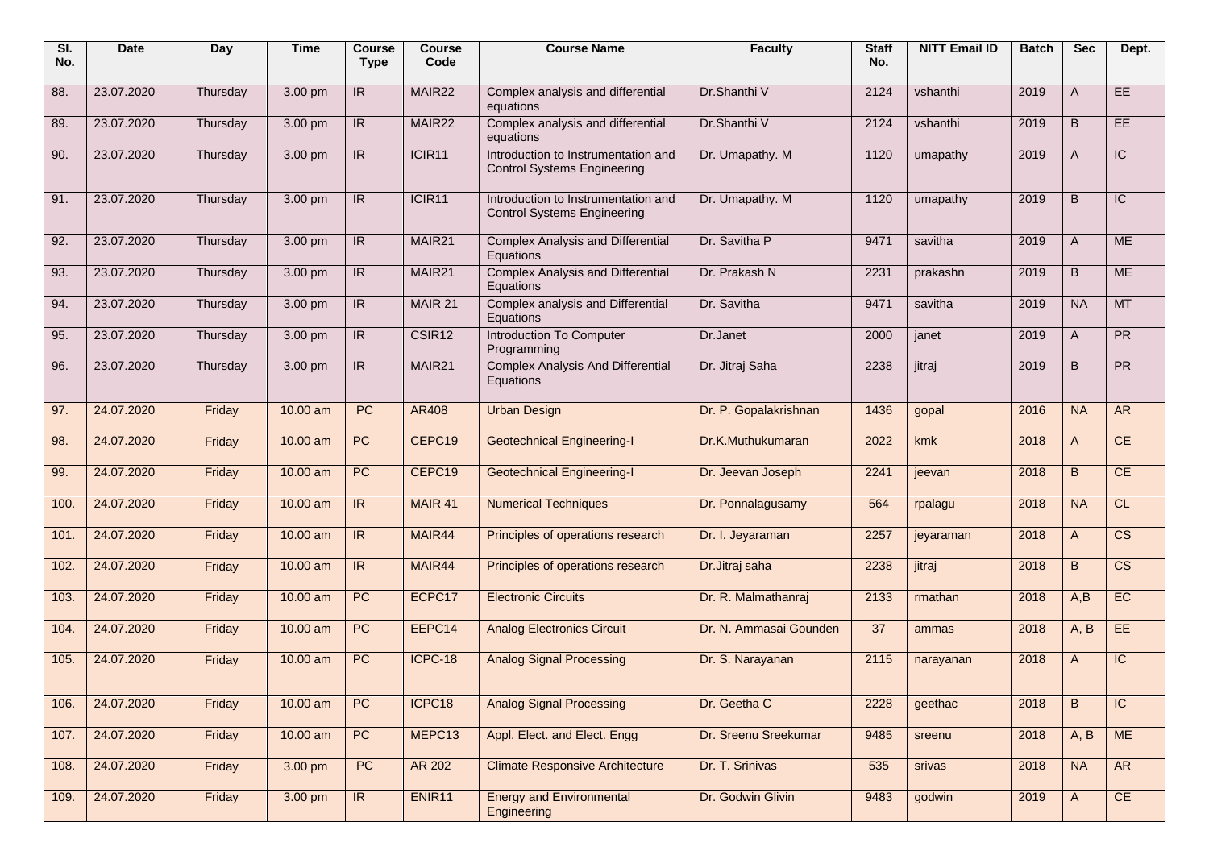| Sl. No. | Date | Day | Time | Course Type | Course Code | Course Name | Faculty | Staff No. | NITT Email ID | Batch | Sec | Dept. |
|---|---|---|---|---|---|---|---|---|---|---|---|---|
| 88. | 23.07.2020 | Thursday | 3.00 pm | IR | MAIR22 | Complex analysis and differential equations | Dr.Shanthi V | 2124 | vshanthi | 2019 | A | EE |
| 89. | 23.07.2020 | Thursday | 3.00 pm | IR | MAIR22 | Complex analysis and differential equations | Dr.Shanthi V | 2124 | vshanthi | 2019 | B | EE |
| 90. | 23.07.2020 | Thursday | 3.00 pm | IR | ICIR11 | Introduction to Instrumentation and Control Systems Engineering | Dr. Umapathy. M | 1120 | umapathy | 2019 | A | IC |
| 91. | 23.07.2020 | Thursday | 3.00 pm | IR | ICIR11 | Introduction to Instrumentation and Control Systems Engineering | Dr. Umapathy. M | 1120 | umapathy | 2019 | B | IC |
| 92. | 23.07.2020 | Thursday | 3.00 pm | IR | MAIR21 | Complex Analysis and Differential Equations | Dr. Savitha P | 9471 | savitha | 2019 | A | ME |
| 93. | 23.07.2020 | Thursday | 3.00 pm | IR | MAIR21 | Complex Analysis and Differential Equations | Dr. Prakash N | 2231 | prakashn | 2019 | B | ME |
| 94. | 23.07.2020 | Thursday | 3.00 pm | IR | MAIR 21 | Complex analysis and Differential Equations | Dr. Savitha | 9471 | savitha | 2019 | NA | MT |
| 95. | 23.07.2020 | Thursday | 3.00 pm | IR | CSIR12 | Introduction To Computer Programming | Dr.Janet | 2000 | janet | 2019 | A | PR |
| 96. | 23.07.2020 | Thursday | 3.00 pm | IR | MAIR21 | Complex Analysis And Differential Equations | Dr. Jitraj Saha | 2238 | jitraj | 2019 | B | PR |
| 97. | 24.07.2020 | Friday | 10.00 am | PC | AR408 | Urban Design | Dr. P. Gopalakrishnan | 1436 | gopal | 2016 | NA | AR |
| 98. | 24.07.2020 | Friday | 10.00 am | PC | CEPC19 | Geotechnical Engineering-I | Dr.K.Muthukumaran | 2022 | kmk | 2018 | A | CE |
| 99. | 24.07.2020 | Friday | 10.00 am | PC | CEPC19 | Geotechnical Engineering-I | Dr. Jeevan Joseph | 2241 | jeevan | 2018 | B | CE |
| 100. | 24.07.2020 | Friday | 10.00 am | IR | MAIR 41 | Numerical Techniques | Dr. Ponnalagusamy | 564 | rpalagu | 2018 | NA | CL |
| 101. | 24.07.2020 | Friday | 10.00 am | IR | MAIR44 | Principles of operations research | Dr. I. Jeyaraman | 2257 | jeyaraman | 2018 | A | CS |
| 102. | 24.07.2020 | Friday | 10.00 am | IR | MAIR44 | Principles of operations research | Dr.Jitraj saha | 2238 | jitraj | 2018 | B | CS |
| 103. | 24.07.2020 | Friday | 10.00 am | PC | ECPC17 | Electronic Circuits | Dr. R. Malmathanraj | 2133 | rmathan | 2018 | A,B | EC |
| 104. | 24.07.2020 | Friday | 10.00 am | PC | EEPC14 | Analog Electronics Circuit | Dr. N. Ammasai Gounden | 37 | ammas | 2018 | A, B | EE |
| 105. | 24.07.2020 | Friday | 10.00 am | PC | ICPC-18 | Analog Signal Processing | Dr. S. Narayanan | 2115 | narayanan | 2018 | A | IC |
| 106. | 24.07.2020 | Friday | 10.00 am | PC | ICPC18 | Analog Signal Processing | Dr. Geetha C | 2228 | geethac | 2018 | B | IC |
| 107. | 24.07.2020 | Friday | 10.00 am | PC | MEPC13 | Appl. Elect. and Elect. Engg | Dr. Sreenu Sreekumar | 9485 | sreenu | 2018 | A, B | ME |
| 108. | 24.07.2020 | Friday | 3.00 pm | PC | AR 202 | Climate Responsive Architecture | Dr. T. Srinivas | 535 | srivas | 2018 | NA | AR |
| 109. | 24.07.2020 | Friday | 3.00 pm | IR | ENIR11 | Energy and Environmental Engineering | Dr. Godwin Glivin | 9483 | godwin | 2019 | A | CE |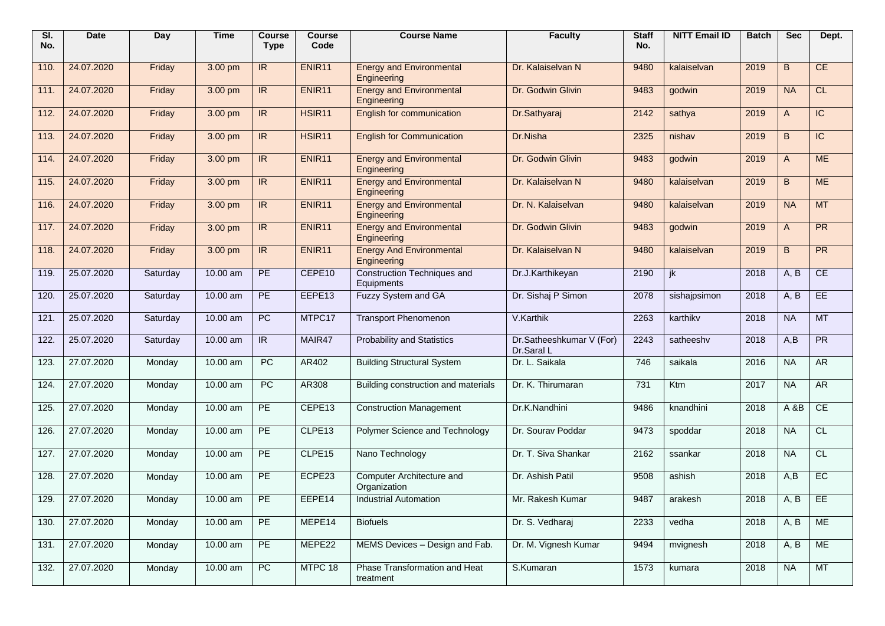| Sl. No. | Date | Day | Time | Course Type | Course Code | Course Name | Faculty | Staff No. | NITT Email ID | Batch | Sec | Dept. |
|---|---|---|---|---|---|---|---|---|---|---|---|---|
| 110. | 24.07.2020 | Friday | 3.00 pm | IR | ENIR11 | Energy and Environmental Engineering | Dr. Kalaiselvan N | 9480 | kalaiselvan | 2019 | B | CE |
| 111. | 24.07.2020 | Friday | 3.00 pm | IR | ENIR11 | Energy and Environmental Engineering | Dr. Godwin Glivin | 9483 | godwin | 2019 | NA | CL |
| 112. | 24.07.2020 | Friday | 3.00 pm | IR | HSIR11 | English for communication | Dr.Sathyaraj | 2142 | sathya | 2019 | A | IC |
| 113. | 24.07.2020 | Friday | 3.00 pm | IR | HSIR11 | English for Communication | Dr.Nisha | 2325 | nishav | 2019 | B | IC |
| 114. | 24.07.2020 | Friday | 3.00 pm | IR | ENIR11 | Energy and Environmental Engineering | Dr. Godwin Glivin | 9483 | godwin | 2019 | A | ME |
| 115. | 24.07.2020 | Friday | 3.00 pm | IR | ENIR11 | Energy and Environmental Engineering | Dr. Kalaiselvan N | 9480 | kalaiselvan | 2019 | B | ME |
| 116. | 24.07.2020 | Friday | 3.00 pm | IR | ENIR11 | Energy and Environmental Engineering | Dr. N. Kalaiselvan | 9480 | kalaiselvan | 2019 | NA | MT |
| 117. | 24.07.2020 | Friday | 3.00 pm | IR | ENIR11 | Energy and Environmental Engineering | Dr. Godwin Glivin | 9483 | godwin | 2019 | A | PR |
| 118. | 24.07.2020 | Friday | 3.00 pm | IR | ENIR11 | Energy And Environmental Engineering | Dr. Kalaiselvan N | 9480 | kalaiselvan | 2019 | B | PR |
| 119. | 25.07.2020 | Saturday | 10.00 am | PE | CEPE10 | Construction Techniques and Equipments | Dr.J.Karthikeyan | 2190 | jk | 2018 | A, B | CE |
| 120. | 25.07.2020 | Saturday | 10.00 am | PE | EEPE13 | Fuzzy System and GA | Dr. Sishaj P Simon | 2078 | sishajpsimon | 2018 | A, B | EE |
| 121. | 25.07.2020 | Saturday | 10.00 am | PC | MTPC17 | Transport Phenomenon | V.Karthik | 2263 | karthikv | 2018 | NA | MT |
| 122. | 25.07.2020 | Saturday | 10.00 am | IR | MAIR47 | Probability and Statistics | Dr.Satheeshkumar V (For) Dr.Saral L | 2243 | satheeshv | 2018 | A,B | PR |
| 123. | 27.07.2020 | Monday | 10.00 am | PC | AR402 | Building Structural System | Dr. L. Saikala | 746 | saikala | 2016 | NA | AR |
| 124. | 27.07.2020 | Monday | 10.00 am | PC | AR308 | Building construction and materials | Dr. K. Thirumaran | 731 | Ktm | 2017 | NA | AR |
| 125. | 27.07.2020 | Monday | 10.00 am | PE | CEPE13 | Construction Management | Dr.K.Nandhini | 9486 | knandhini | 2018 | A &B | CE |
| 126. | 27.07.2020 | Monday | 10.00 am | PE | CLPE13 | Polymer Science and Technology | Dr. Sourav Poddar | 9473 | spoddar | 2018 | NA | CL |
| 127. | 27.07.2020 | Monday | 10.00 am | PE | CLPE15 | Nano Technology | Dr. T. Siva Shankar | 2162 | ssankar | 2018 | NA | CL |
| 128. | 27.07.2020 | Monday | 10.00 am | PE | ECPE23 | Computer Architecture and Organization | Dr. Ashish Patil | 9508 | ashish | 2018 | A,B | EC |
| 129. | 27.07.2020 | Monday | 10.00 am | PE | EEPE14 | Industrial Automation | Mr. Rakesh Kumar | 9487 | arakesh | 2018 | A, B | EE |
| 130. | 27.07.2020 | Monday | 10.00 am | PE | MEPE14 | Biofuels | Dr. S. Vedharaj | 2233 | vedha | 2018 | A, B | ME |
| 131. | 27.07.2020 | Monday | 10.00 am | PE | MEPE22 | MEMS Devices – Design and Fab. | Dr. M. Vignesh Kumar | 9494 | mvignesh | 2018 | A, B | ME |
| 132. | 27.07.2020 | Monday | 10.00 am | PC | MTPC 18 | Phase Transformation and Heat treatment | S.Kumaran | 1573 | kumara | 2018 | NA | MT |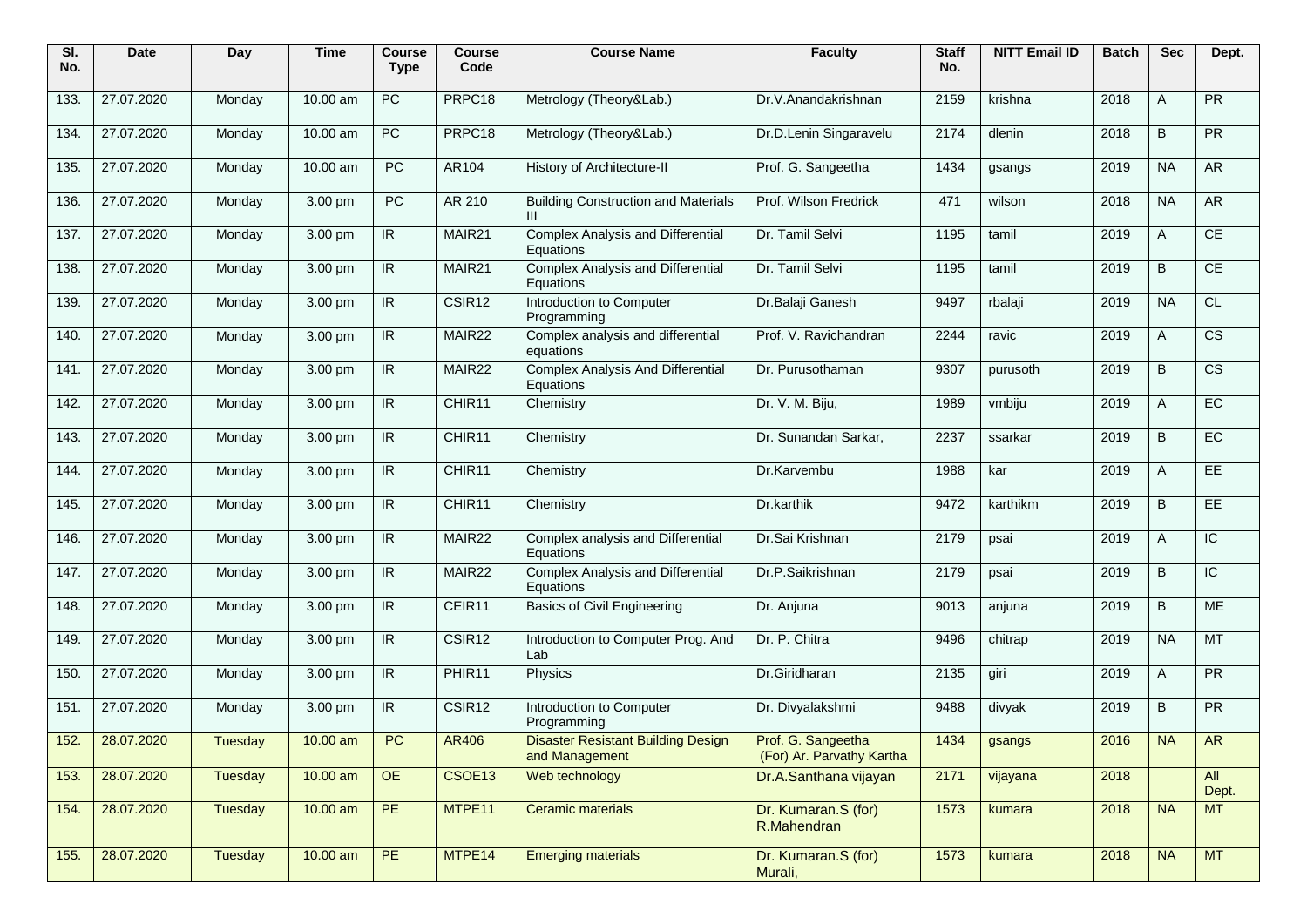| Sl. No. | Date | Day | Time | Course Type | Course Code | Course Name | Faculty | Staff No. | NITT Email ID | Batch | Sec | Dept. |
|---|---|---|---|---|---|---|---|---|---|---|---|---|
| 133. | 27.07.2020 | Monday | 10.00 am | PC | PRPC18 | Metrology (Theory&Lab.) | Dr.V.Anandakrishnan | 2159 | krishna | 2018 | A | PR |
| 134. | 27.07.2020 | Monday | 10.00 am | PC | PRPC18 | Metrology (Theory&Lab.) | Dr.D.Lenin Singaravelu | 2174 | dlenin | 2018 | B | PR |
| 135. | 27.07.2020 | Monday | 10.00 am | PC | AR104 | History of Architecture-II | Prof. G. Sangeetha | 1434 | gsangs | 2019 | NA | AR |
| 136. | 27.07.2020 | Monday | 3.00 pm | PC | AR 210 | Building Construction and Materials III | Prof. Wilson Fredrick | 471 | wilson | 2018 | NA | AR |
| 137. | 27.07.2020 | Monday | 3.00 pm | IR | MAIR21 | Complex Analysis and Differential Equations | Dr. Tamil Selvi | 1195 | tamil | 2019 | A | CE |
| 138. | 27.07.2020 | Monday | 3.00 pm | IR | MAIR21 | Complex Analysis and Differential Equations | Dr. Tamil Selvi | 1195 | tamil | 2019 | B | CE |
| 139. | 27.07.2020 | Monday | 3.00 pm | IR | CSIR12 | Introduction to Computer Programming | Dr.Balaji Ganesh | 9497 | rbalaji | 2019 | NA | CL |
| 140. | 27.07.2020 | Monday | 3.00 pm | IR | MAIR22 | Complex analysis and differential equations | Prof. V. Ravichandran | 2244 | ravic | 2019 | A | CS |
| 141. | 27.07.2020 | Monday | 3.00 pm | IR | MAIR22 | Complex Analysis And Differential Equations | Dr. Purusothaman | 9307 | purusoth | 2019 | B | CS |
| 142. | 27.07.2020 | Monday | 3.00 pm | IR | CHIR11 | Chemistry | Dr. V. M. Biju, | 1989 | vmbiju | 2019 | A | EC |
| 143. | 27.07.2020 | Monday | 3.00 pm | IR | CHIR11 | Chemistry | Dr. Sunandan Sarkar, | 2237 | ssarkar | 2019 | B | EC |
| 144. | 27.07.2020 | Monday | 3.00 pm | IR | CHIR11 | Chemistry | Dr.Karvembu | 1988 | kar | 2019 | A | EE |
| 145. | 27.07.2020 | Monday | 3.00 pm | IR | CHIR11 | Chemistry | Dr.karthik | 9472 | karthikm | 2019 | B | EE |
| 146. | 27.07.2020 | Monday | 3.00 pm | IR | MAIR22 | Complex analysis and Differential Equations | Dr.Sai Krishnan | 2179 | psai | 2019 | A | IC |
| 147. | 27.07.2020 | Monday | 3.00 pm | IR | MAIR22 | Complex Analysis and Differential Equations | Dr.P.Saikrishnan | 2179 | psai | 2019 | B | IC |
| 148. | 27.07.2020 | Monday | 3.00 pm | IR | CEIR11 | Basics of Civil Engineering | Dr. Anjuna | 9013 | anjuna | 2019 | B | ME |
| 149. | 27.07.2020 | Monday | 3.00 pm | IR | CSIR12 | Introduction to Computer Prog. And Lab | Dr. P. Chitra | 9496 | chitrap | 2019 | NA | MT |
| 150. | 27.07.2020 | Monday | 3.00 pm | IR | PHIR11 | Physics | Dr.Giridharan | 2135 | giri | 2019 | A | PR |
| 151. | 27.07.2020 | Monday | 3.00 pm | IR | CSIR12 | Introduction to Computer Programming | Dr. Divyalakshmi | 9488 | divyak | 2019 | B | PR |
| 152. | 28.07.2020 | Tuesday | 10.00 am | PC | AR406 | Disaster Resistant Building Design and Management | Prof. G. Sangeetha (For) Ar. Parvathy Kartha | 1434 | gsangs | 2016 | NA | AR |
| 153. | 28.07.2020 | Tuesday | 10.00 am | OE | CSOE13 | Web technology | Dr.A.Santhana vijayan | 2171 | vijayana | 2018 | | All Dept. |
| 154. | 28.07.2020 | Tuesday | 10.00 am | PE | MTPE11 | Ceramic materials | Dr. Kumaran.S (for) R.Mahendran | 1573 | kumara | 2018 | NA | MT |
| 155. | 28.07.2020 | Tuesday | 10.00 am | PE | MTPE14 | Emerging materials | Dr. Kumaran.S (for) Murali, | 1573 | kumara | 2018 | NA | MT |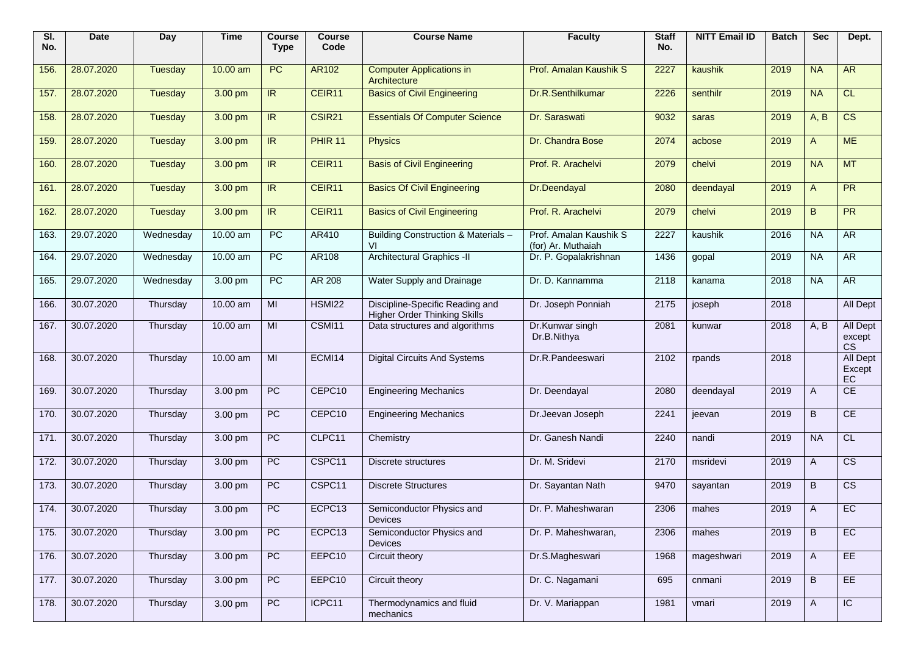| Sl. No. | Date | Day | Time | Course Type | Course Code | Course Name | Faculty | Staff No. | NITT Email ID | Batch | Sec | Dept. |
|---|---|---|---|---|---|---|---|---|---|---|---|---|
| 156. | 28.07.2020 | Tuesday | 10.00 am | PC | AR102 | Computer Applications in Architecture | Prof. Amalan Kaushik S | 2227 | kaushik | 2019 | NA | AR |
| 157. | 28.07.2020 | Tuesday | 3.00 pm | IR | CEIR11 | Basics of Civil Engineering | Dr.R.Senthilkumar | 2226 | senthilr | 2019 | NA | CL |
| 158. | 28.07.2020 | Tuesday | 3.00 pm | IR | CSIR21 | Essentials Of Computer Science | Dr. Saraswati | 9032 | saras | 2019 | A, B | CS |
| 159. | 28.07.2020 | Tuesday | 3.00 pm | IR | PHIR 11 | Physics | Dr. Chandra Bose | 2074 | acbose | 2019 | A | ME |
| 160. | 28.07.2020 | Tuesday | 3.00 pm | IR | CEIR11 | Basis of Civil Engineering | Prof. R. Arachelvi | 2079 | chelvi | 2019 | NA | MT |
| 161. | 28.07.2020 | Tuesday | 3.00 pm | IR | CEIR11 | Basics Of Civil Engineering | Dr.Deendayal | 2080 | deendayal | 2019 | A | PR |
| 162. | 28.07.2020 | Tuesday | 3.00 pm | IR | CEIR11 | Basics of Civil Engineering | Prof. R. Arachelvi | 2079 | chelvi | 2019 | B | PR |
| 163. | 29.07.2020 | Wednesday | 10.00 am | PC | AR410 | Building Construction & Materials – VI | Prof. Amalan Kaushik S (for) Ar. Muthaiah | 2227 | kaushik | 2016 | NA | AR |
| 164. | 29.07.2020 | Wednesday | 10.00 am | PC | AR108 | Architectural Graphics -II | Dr. P. Gopalakrishnan | 1436 | gopal | 2019 | NA | AR |
| 165. | 29.07.2020 | Wednesday | 3.00 pm | PC | AR 208 | Water Supply and Drainage | Dr. D. Kannamma | 2118 | kanama | 2018 | NA | AR |
| 166. | 30.07.2020 | Thursday | 10.00 am | MI | HSMI22 | Discipline-Specific Reading and Higher Order Thinking Skills | Dr. Joseph Ponniah | 2175 | joseph | 2018 | | All Dept |
| 167. | 30.07.2020 | Thursday | 10.00 am | MI | CSMI11 | Data structures and algorithms | Dr.Kunwar singh Dr.B.Nithya | 2081 | kunwar | 2018 | A, B | All Dept except CS |
| 168. | 30.07.2020 | Thursday | 10.00 am | MI | ECMI14 | Digital Circuits And Systems | Dr.R.Pandeeswari | 2102 | rpands | 2018 | | All Dept Except EC |
| 169. | 30.07.2020 | Thursday | 3.00 pm | PC | CEPC10 | Engineering Mechanics | Dr. Deendayal | 2080 | deendayal | 2019 | A | CE |
| 170. | 30.07.2020 | Thursday | 3.00 pm | PC | CEPC10 | Engineering Mechanics | Dr.Jeevan Joseph | 2241 | jeevan | 2019 | B | CE |
| 171. | 30.07.2020 | Thursday | 3.00 pm | PC | CLPC11 | Chemistry | Dr. Ganesh Nandi | 2240 | nandi | 2019 | NA | CL |
| 172. | 30.07.2020 | Thursday | 3.00 pm | PC | CSPC11 | Discrete structures | Dr. M. Sridevi | 2170 | msridevi | 2019 | A | CS |
| 173. | 30.07.2020 | Thursday | 3.00 pm | PC | CSPC11 | Discrete Structures | Dr. Sayantan Nath | 9470 | sayantan | 2019 | B | CS |
| 174. | 30.07.2020 | Thursday | 3.00 pm | PC | ECPC13 | Semiconductor Physics and Devices | Dr. P. Maheshwaran | 2306 | mahes | 2019 | A | EC |
| 175. | 30.07.2020 | Thursday | 3.00 pm | PC | ECPC13 | Semiconductor Physics and Devices | Dr. P. Maheshwaran, | 2306 | mahes | 2019 | B | EC |
| 176. | 30.07.2020 | Thursday | 3.00 pm | PC | EEPC10 | Circuit theory | Dr.S.Magheswari | 1968 | mageshwari | 2019 | A | EE |
| 177. | 30.07.2020 | Thursday | 3.00 pm | PC | EEPC10 | Circuit theory | Dr. C. Nagamani | 695 | cnmani | 2019 | B | EE |
| 178. | 30.07.2020 | Thursday | 3.00 pm | PC | ICPC11 | Thermodynamics and fluid mechanics | Dr. V. Mariappan | 1981 | vmari | 2019 | A | IC |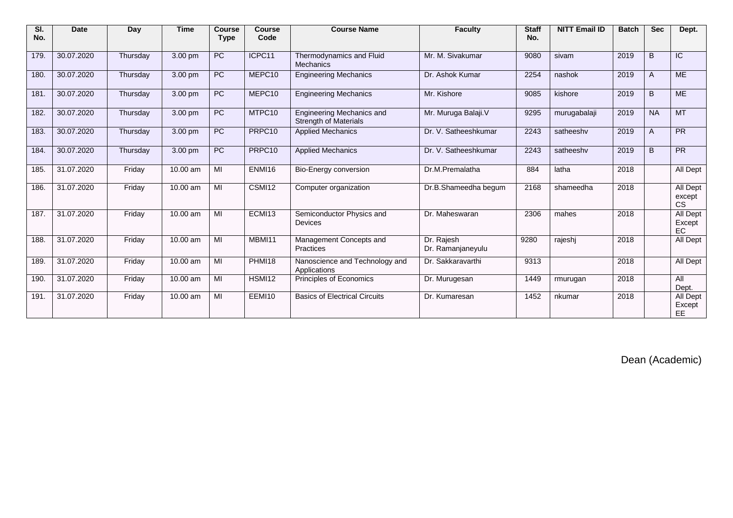| Sl. No. | Date | Day | Time | Course Type | Course Code | Course Name | Faculty | Staff No. | NITT Email ID | Batch | Sec | Dept. |
|---|---|---|---|---|---|---|---|---|---|---|---|---|
| 179. | 30.07.2020 | Thursday | 3.00 pm | PC | ICPC11 | Thermodynamics and Fluid Mechanics | Mr. M. Sivakumar | 9080 | sivam | 2019 | B | IC |
| 180. | 30.07.2020 | Thursday | 3.00 pm | PC | MEPC10 | Engineering Mechanics | Dr. Ashok Kumar | 2254 | nashok | 2019 | A | ME |
| 181. | 30.07.2020 | Thursday | 3.00 pm | PC | MEPC10 | Engineering Mechanics | Mr. Kishore | 9085 | kishore | 2019 | B | ME |
| 182. | 30.07.2020 | Thursday | 3.00 pm | PC | MTPC10 | Engineering Mechanics and Strength of Materials | Mr. Muruga Balaji.V | 9295 | murugabalaji | 2019 | NA | MT |
| 183. | 30.07.2020 | Thursday | 3.00 pm | PC | PRPC10 | Applied Mechanics | Dr. V. Satheeshkumar | 2243 | satheeshv | 2019 | A | PR |
| 184. | 30.07.2020 | Thursday | 3.00 pm | PC | PRPC10 | Applied Mechanics | Dr. V. Satheeshkumar | 2243 | satheeshv | 2019 | B | PR |
| 185. | 31.07.2020 | Friday | 10.00 am | MI | ENMI16 | Bio-Energy conversion | Dr.M.Premalatha | 884 | latha | 2018 | | All Dept |
| 186. | 31.07.2020 | Friday | 10.00 am | MI | CSMI12 | Computer organization | Dr.B.Shameedha begum | 2168 | shameedha | 2018 | | All Dept except CS |
| 187. | 31.07.2020 | Friday | 10.00 am | MI | ECMI13 | Semiconductor Physics and Devices | Dr. Maheswaran | 2306 | mahes | 2018 | | All Dept Except EC |
| 188. | 31.07.2020 | Friday | 10.00 am | MI | MBMI11 | Management Concepts and Practices | Dr. Rajesh Dr. Ramanjaneyulu | 9280 | rajeshj | 2018 | | All Dept |
| 189. | 31.07.2020 | Friday | 10.00 am | MI | PHMI18 | Nanoscience and Technology and Applications | Dr. Sakkaravarthi | 9313 | | 2018 | | All Dept |
| 190. | 31.07.2020 | Friday | 10.00 am | MI | HSMI12 | Principles of Economics | Dr. Murugesan | 1449 | rmurugan | 2018 | | All Dept. |
| 191. | 31.07.2020 | Friday | 10.00 am | MI | EEMI10 | Basics of Electrical Circuits | Dr. Kumaresan | 1452 | nkumar | 2018 | | All Dept Except EE |

Dean (Academic)